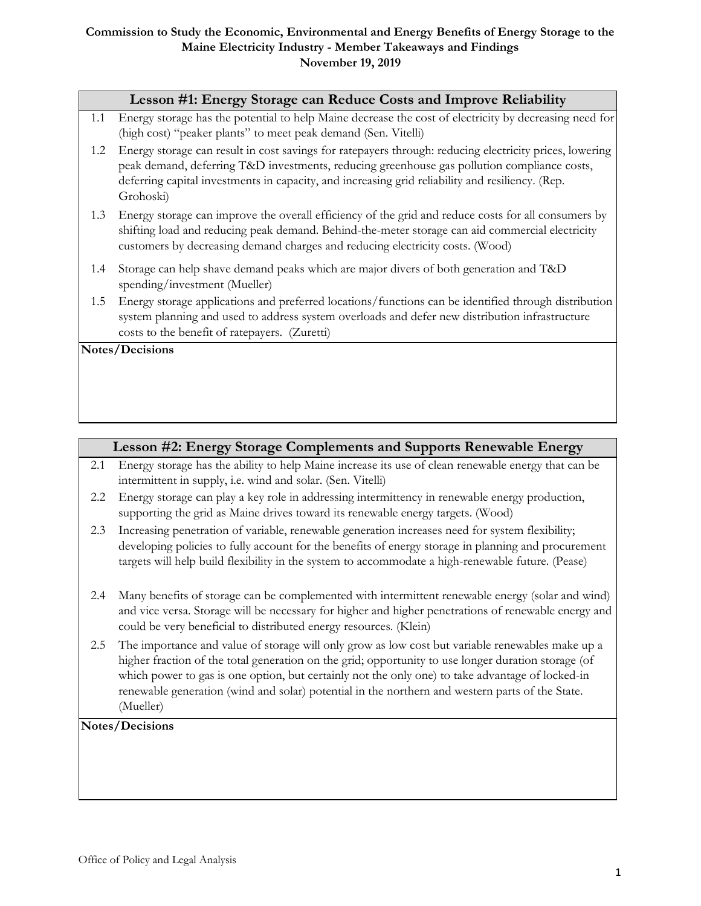**Commission to Study the Economic, Environmental and Energy Benefits of Energy Storage to the Maine Electricity Industry - Member Takeaways and Findings**
**November 19, 2019**

## Lesson #1: Energy Storage can Reduce Costs and Improve Reliability

1.1 Energy storage has the potential to help Maine decrease the cost of electricity by decreasing need for (high cost) "peaker plants" to meet peak demand (Sen. Vitelli)

1.2 Energy storage can result in cost savings for ratepayers through: reducing electricity prices, lowering peak demand, deferring T&D investments, reducing greenhouse gas pollution compliance costs, deferring capital investments in capacity, and increasing grid reliability and resiliency. (Rep. Grohoski)

1.3 Energy storage can improve the overall efficiency of the grid and reduce costs for all consumers by shifting load and reducing peak demand. Behind-the-meter storage can aid commercial electricity customers by decreasing demand charges and reducing electricity costs. (Wood)

1.4 Storage can help shave demand peaks which are major divers of both generation and T&D spending/investment (Mueller)

1.5 Energy storage applications and preferred locations/functions can be identified through distribution system planning and used to address system overloads and defer new distribution infrastructure costs to the benefit of ratepayers. (Zuretti)

**Notes/Decisions**

## Lesson #2: Energy Storage Complements and Supports Renewable Energy

2.1 Energy storage has the ability to help Maine increase its use of clean renewable energy that can be intermittent in supply, i.e. wind and solar. (Sen. Vitelli)

2.2 Energy storage can play a key role in addressing intermittency in renewable energy production, supporting the grid as Maine drives toward its renewable energy targets. (Wood)

2.3 Increasing penetration of variable, renewable generation increases need for system flexibility; developing policies to fully account for the benefits of energy storage in planning and procurement targets will help build flexibility in the system to accommodate a high-renewable future. (Pease)

2.4 Many benefits of storage can be complemented with intermittent renewable energy (solar and wind) and vice versa. Storage will be necessary for higher and higher penetrations of renewable energy and could be very beneficial to distributed energy resources. (Klein)

2.5 The importance and value of storage will only grow as low cost but variable renewables make up a higher fraction of the total generation on the grid; opportunity to use longer duration storage (of which power to gas is one option, but certainly not the only one) to take advantage of locked-in renewable generation (wind and solar) potential in the northern and western parts of the State. (Mueller)

**Notes/Decisions**

Office of Policy and Legal Analysis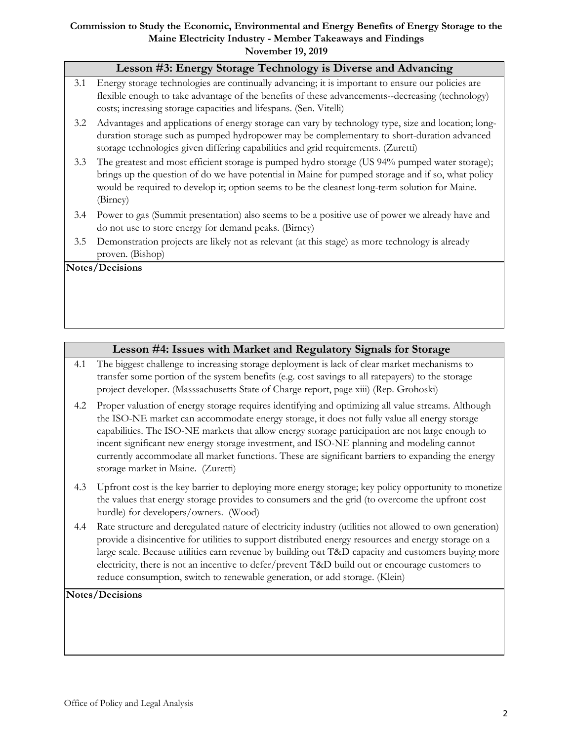**Commission to Study the Economic, Environmental and Energy Benefits of Energy Storage to the Maine Electricity Industry - Member Takeaways and Findings**
**November 19, 2019**

## Lesson #3: Energy Storage Technology is Diverse and Advancing

3.1 Energy storage technologies are continually advancing; it is important to ensure our policies are flexible enough to take advantage of the benefits of these advancements--decreasing (technology) costs; increasing storage capacities and lifespans. (Sen. Vitelli)

3.2 Advantages and applications of energy storage can vary by technology type, size and location; long-duration storage such as pumped hydropower may be complementary to short-duration advanced storage technologies given differing capabilities and grid requirements. (Zuretti)

3.3 The greatest and most efficient storage is pumped hydro storage (US 94% pumped water storage); brings up the question of do we have potential in Maine for pumped storage and if so, what policy would be required to develop it; option seems to be the cleanest long-term solution for Maine. (Birney)

3.4 Power to gas (Summit presentation) also seems to be a positive use of power we already have and do not use to store energy for demand peaks. (Birney)

3.5 Demonstration projects are likely not as relevant (at this stage) as more technology is already proven. (Bishop)

**Notes/Decisions**

## Lesson #4: Issues with Market and Regulatory Signals for Storage

4.1 The biggest challenge to increasing storage deployment is lack of clear market mechanisms to transfer some portion of the system benefits (e.g. cost savings to all ratepayers) to the storage project developer. (Masssachusetts State of Charge report, page xiii) (Rep. Grohoski)

4.2 Proper valuation of energy storage requires identifying and optimizing all value streams. Although the ISO-NE market can accommodate energy storage, it does not fully value all energy storage capabilities. The ISO-NE markets that allow energy storage participation are not large enough to incent significant new energy storage investment, and ISO-NE planning and modeling cannot currently accommodate all market functions. These are significant barriers to expanding the energy storage market in Maine. (Zuretti)

4.3 Upfront cost is the key barrier to deploying more energy storage; key policy opportunity to monetize the values that energy storage provides to consumers and the grid (to overcome the upfront cost hurdle) for developers/owners. (Wood)

4.4 Rate structure and deregulated nature of electricity industry (utilities not allowed to own generation) provide a disincentive for utilities to support distributed energy resources and energy storage on a large scale. Because utilities earn revenue by building out T&D capacity and customers buying more electricity, there is not an incentive to defer/prevent T&D build out or encourage customers to reduce consumption, switch to renewable generation, or add storage. (Klein)

**Notes/Decisions**

Office of Policy and Legal Analysis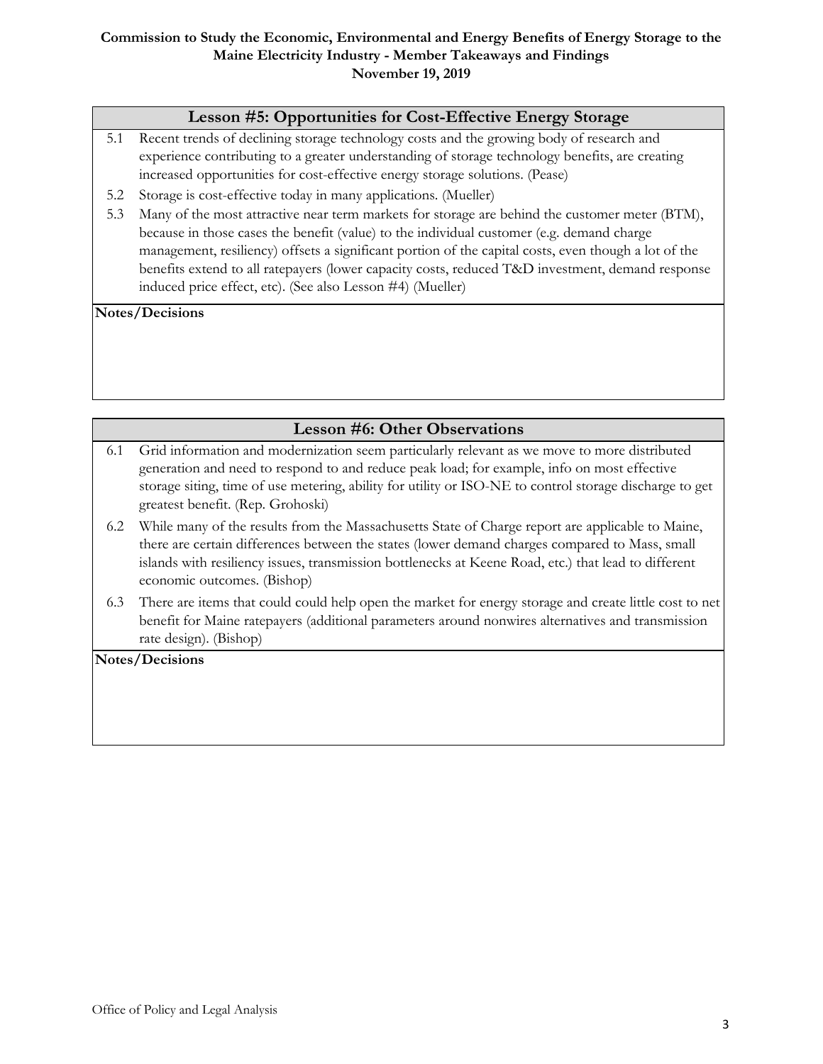**Commission to Study the Economic, Environmental and Energy Benefits of Energy Storage to the Maine Electricity Industry - Member Takeaways and Findings**
**November 19, 2019**

## Lesson #5: Opportunities for Cost-Effective Energy Storage

5.1 Recent trends of declining storage technology costs and the growing body of research and experience contributing to a greater understanding of storage technology benefits, are creating increased opportunities for cost-effective energy storage solutions. (Pease)

5.2 Storage is cost-effective today in many applications. (Mueller)

5.3 Many of the most attractive near term markets for storage are behind the customer meter (BTM), because in those cases the benefit (value) to the individual customer (e.g. demand charge management, resiliency) offsets a significant portion of the capital costs, even though a lot of the benefits extend to all ratepayers (lower capacity costs, reduced T&D investment, demand response induced price effect, etc). (See also Lesson #4) (Mueller)

**Notes/Decisions**

## Lesson #6: Other Observations

6.1 Grid information and modernization seem particularly relevant as we move to more distributed generation and need to respond to and reduce peak load; for example, info on most effective storage siting, time of use metering, ability for utility or ISO-NE to control storage discharge to get greatest benefit. (Rep. Grohoski)

6.2 While many of the results from the Massachusetts State of Charge report are applicable to Maine, there are certain differences between the states (lower demand charges compared to Mass, small islands with resiliency issues, transmission bottlenecks at Keene Road, etc.) that lead to different economic outcomes. (Bishop)

6.3 There are items that could could help open the market for energy storage and create little cost to net benefit for Maine ratepayers (additional parameters around nonwires alternatives and transmission rate design). (Bishop)

**Notes/Decisions**

Office of Policy and Legal Analysis